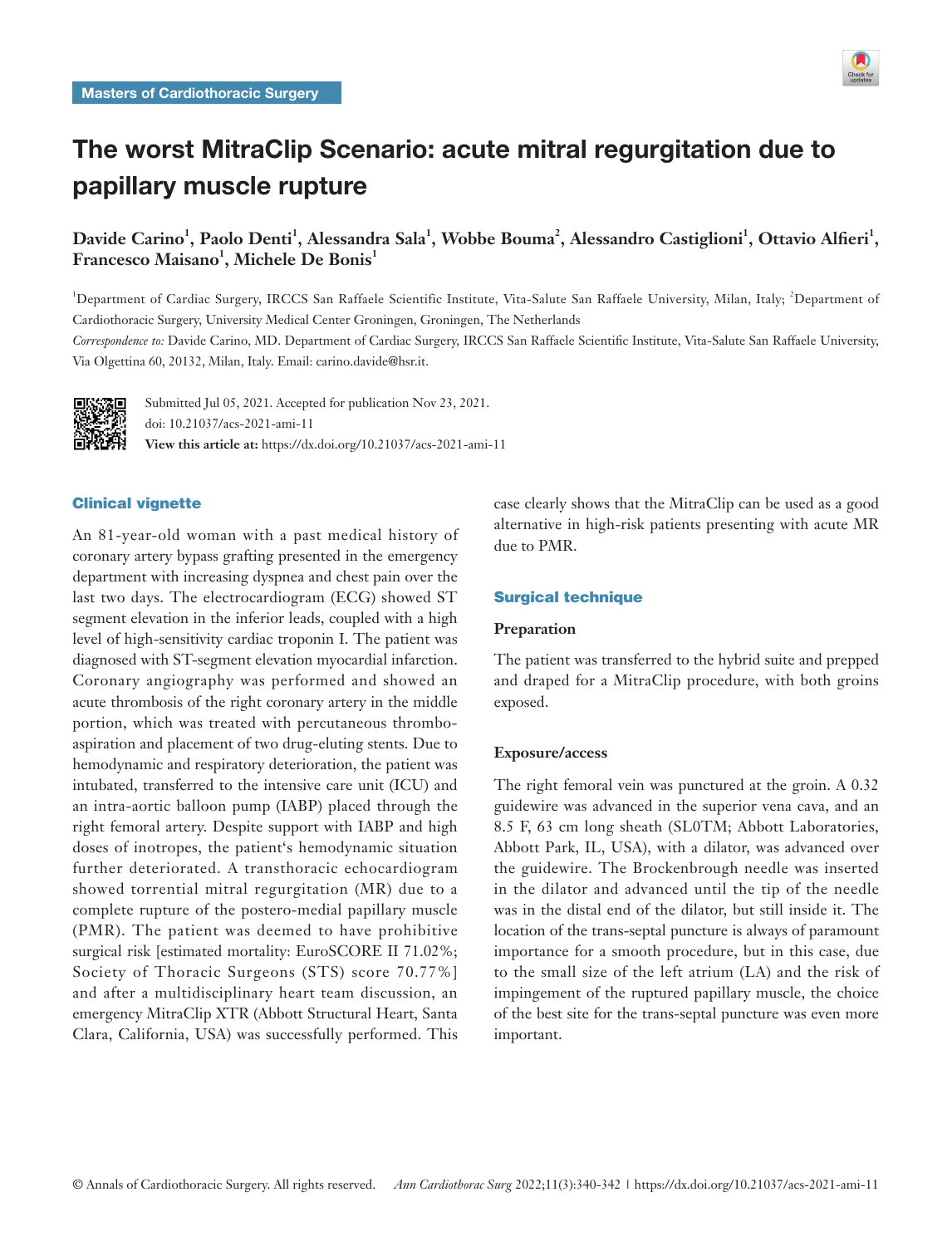Masters of Cardiothoracic Surgery

# The worst MitraClip Scenario: acute mitral regurgitation due to papillary muscle rupture

**Davide Carino[1], Paolo Denti[1], Alessandra Sala[1], Wobbe Bouma[2], Alessandro Castiglioni[1], Ottavio Alfieri[1], Francesco Maisano[1], Michele De Bonis[1]**

[1]Department of Cardiac Surgery, IRCCS San Raffaele Scientific Institute, Vita-Salute San Raffaele University, Milan, Italy; [2]Department of Cardiothoracic Surgery, University Medical Center Groningen, Groningen, The Netherlands

*Correspondence to:* Davide Carino, MD. Department of Cardiac Surgery, IRCCS San Raffaele Scientific Institute, Vita-Salute San Raffaele University, Via Olgettina 60, 20132, Milan, Italy. Email: carino.davide@hsr.it.

Submitted Jul 05, 2021. Accepted for publication Nov 23, 2021.
doi: 10.21037/acs-2021-ami-11
**View this article at:** https://dx.doi.org/10.21037/acs-2021-ami-11

## Clinical vignette

An 81-year-old woman with a past medical history of coronary artery bypass grafting presented in the emergency department with increasing dyspnea and chest pain over the last two days. The electrocardiogram (ECG) showed ST segment elevation in the inferior leads, coupled with a high level of high-sensitivity cardiac troponin I. The patient was diagnosed with ST-segment elevation myocardial infarction. Coronary angiography was performed and showed an acute thrombosis of the right coronary artery in the middle portion, which was treated with percutaneous thrombo-aspiration and placement of two drug-eluting stents. Due to hemodynamic and respiratory deterioration, the patient was intubated, transferred to the intensive care unit (ICU) and an intra-aortic balloon pump (IABP) placed through the right femoral artery. Despite support with IABP and high doses of inotropes, the patient's hemodynamic situation further deteriorated. A transthoracic echocardiogram showed torrential mitral regurgitation (MR) due to a complete rupture of the postero-medial papillary muscle (PMR). The patient was deemed to have prohibitive surgical risk [estimated mortality: EuroSCORE II 71.02%; Society of Thoracic Surgeons (STS) score 70.77%] and after a multidisciplinary heart team discussion, an emergency MitraClip XTR (Abbott Structural Heart, Santa Clara, California, USA) was successfully performed. This case clearly shows that the MitraClip can be used as a good alternative in high-risk patients presenting with acute MR due to PMR.

## Surgical technique

### Preparation

The patient was transferred to the hybrid suite and prepped and draped for a MitraClip procedure, with both groins exposed.

### Exposure/access

The right femoral vein was punctured at the groin. A 0.32 guidewire was advanced in the superior vena cava, and an 8.5 F, 63 cm long sheath (SL0TM; Abbott Laboratories, Abbott Park, IL, USA), with a dilator, was advanced over the guidewire. The Brockenbrough needle was inserted in the dilator and advanced until the tip of the needle was in the distal end of the dilator, but still inside it. The location of the trans-septal puncture is always of paramount importance for a smooth procedure, but in this case, due to the small size of the left atrium (LA) and the risk of impingement of the ruptured papillary muscle, the choice of the best site for the trans-septal puncture was even more important.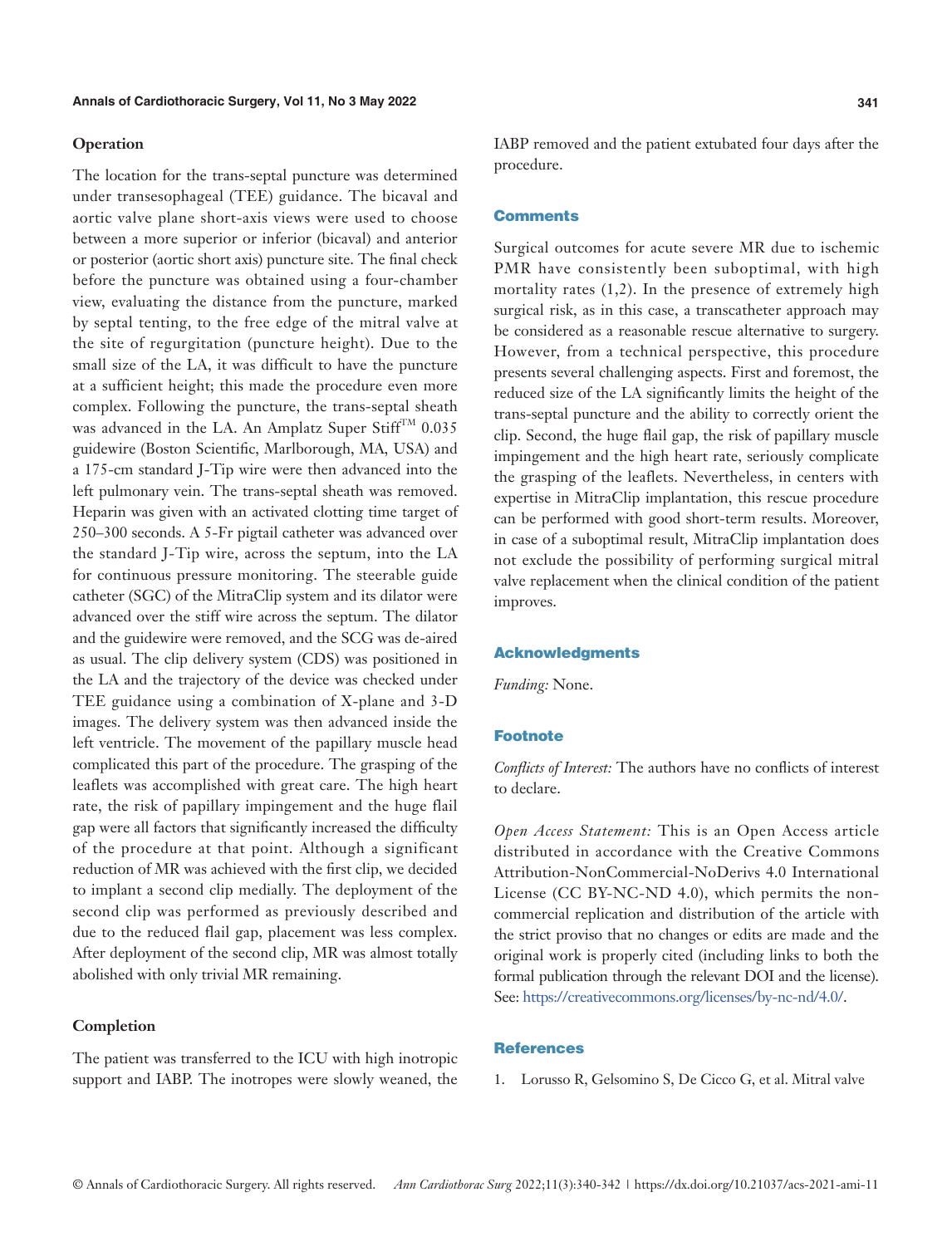### Operation

The location for the trans-septal puncture was determined under transesophageal (TEE) guidance. The bicaval and aortic valve plane short-axis views were used to choose between a more superior or inferior (bicaval) and anterior or posterior (aortic short axis) puncture site. The final check before the puncture was obtained using a four-chamber view, evaluating the distance from the puncture, marked by septal tenting, to the free edge of the mitral valve at the site of regurgitation (puncture height). Due to the small size of the LA, it was difficult to have the puncture at a sufficient height; this made the procedure even more complex. Following the puncture, the trans-septal sheath was advanced in the LA. An Amplatz Super Stiff™ 0.035 guidewire (Boston Scientific, Marlborough, MA, USA) and a 175-cm standard J-Tip wire were then advanced into the left pulmonary vein. The trans-septal sheath was removed. Heparin was given with an activated clotting time target of 250–300 seconds. A 5-Fr pigtail catheter was advanced over the standard J-Tip wire, across the septum, into the LA for continuous pressure monitoring. The steerable guide catheter (SGC) of the MitraClip system and its dilator were advanced over the stiff wire across the septum. The dilator and the guidewire were removed, and the SCG was de-aired as usual. The clip delivery system (CDS) was positioned in the LA and the trajectory of the device was checked under TEE guidance using a combination of X-plane and 3-D images. The delivery system was then advanced inside the left ventricle. The movement of the papillary muscle head complicated this part of the procedure. The grasping of the leaflets was accomplished with great care. The high heart rate, the risk of papillary impingement and the huge flail gap were all factors that significantly increased the difficulty of the procedure at that point. Although a significant reduction of MR was achieved with the first clip, we decided to implant a second clip medially. The deployment of the second clip was performed as previously described and due to the reduced flail gap, placement was less complex. After deployment of the second clip, MR was almost totally abolished with only trivial MR remaining.

### Completion

The patient was transferred to the ICU with high inotropic support and IABP. The inotropes were slowly weaned, the IABP removed and the patient extubated four days after the procedure.

## Comments

Surgical outcomes for acute severe MR due to ischemic PMR have consistently been suboptimal, with high mortality rates (1,2). In the presence of extremely high surgical risk, as in this case, a transcatheter approach may be considered as a reasonable rescue alternative to surgery. However, from a technical perspective, this procedure presents several challenging aspects. First and foremost, the reduced size of the LA significantly limits the height of the trans-septal puncture and the ability to correctly orient the clip. Second, the huge flail gap, the risk of papillary muscle impingement and the high heart rate, seriously complicate the grasping of the leaflets. Nevertheless, in centers with expertise in MitraClip implantation, this rescue procedure can be performed with good short-term results. Moreover, in case of a suboptimal result, MitraClip implantation does not exclude the possibility of performing surgical mitral valve replacement when the clinical condition of the patient improves.

## Acknowledgments

*Funding:* None.

## Footnote

*Conflicts of Interest:* The authors have no conflicts of interest to declare.

*Open Access Statement:* This is an Open Access article distributed in accordance with the Creative Commons Attribution-NonCommercial-NoDerivs 4.0 International License (CC BY-NC-ND 4.0), which permits the non-commercial replication and distribution of the article with the strict proviso that no changes or edits are made and the original work is properly cited (including links to both the formal publication through the relevant DOI and the license). See: https://creativecommons.org/licenses/by-nc-nd/4.0/.

## References

1. Lorusso R, Gelsomino S, De Cicco G, et al. Mitral valve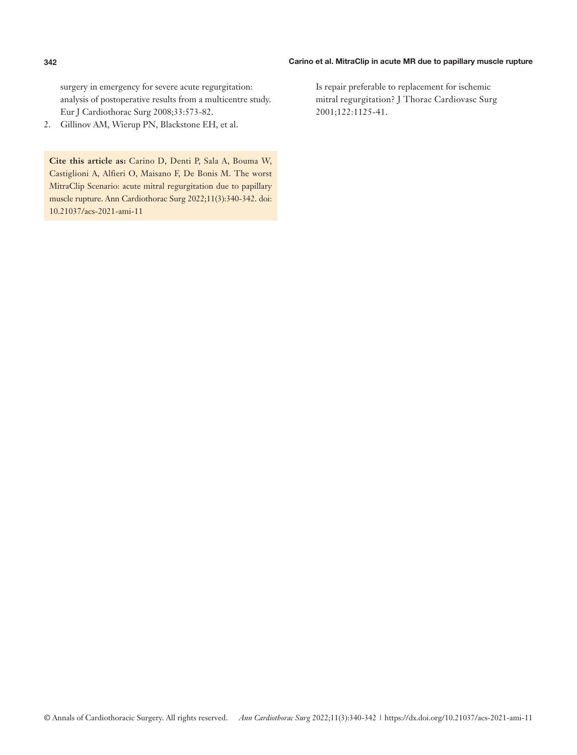surgery in emergency for severe acute regurgitation: analysis of postoperative results from a multicentre study. Eur J Cardiothorac Surg 2008;33:573-82.

2. Gillinov AM, Wierup PN, Blackstone EH, et al. Is repair preferable to replacement for ischemic mitral regurgitation? J Thorac Cardiovasc Surg 2001;122:1125-41.

**Cite this article as:** Carino D, Denti P, Sala A, Bouma W, Castiglioni A, Alfieri O, Maisano F, De Bonis M. The worst MitraClip Scenario: acute mitral regurgitation due to papillary muscle rupture. Ann Cardiothorac Surg 2022;11(3):340-342. doi: 10.21037/acs-2021-ami-11